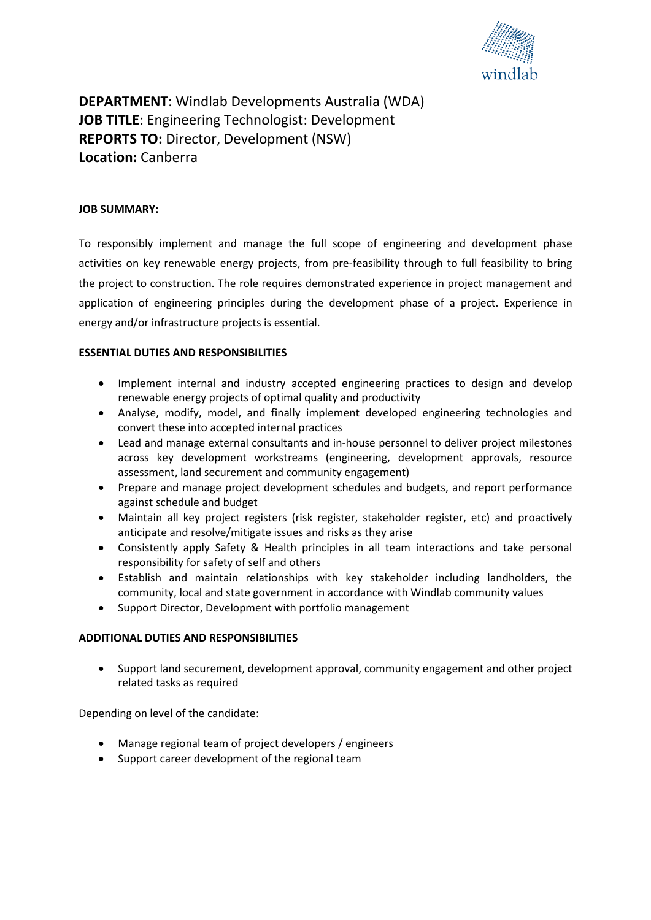**DEPARTMENT**: Windlab Developments Australia (WDA)
**JOB TITLE**: Engineering Technologist: Development
**REPORTS TO:** Director, Development (NSW)
**Location:** Canberra

**JOB SUMMARY:**

To responsibly implement and manage the full scope of engineering and development phase activities on key renewable energy projects, from pre-feasibility through to full feasibility to bring the project to construction. The role requires demonstrated experience in project management and application of engineering principles during the development phase of a project. Experience in energy and/or infrastructure projects is essential.

**ESSENTIAL DUTIES AND RESPONSIBILITIES**

- Implement internal and industry accepted engineering practices to design and develop renewable energy projects of optimal quality and productivity
- Analyse, modify, model, and finally implement developed engineering technologies and convert these into accepted internal practices
- Lead and manage external consultants and in-house personnel to deliver project milestones across key development workstreams (engineering, development approvals, resource assessment, land securement and community engagement)
- Prepare and manage project development schedules and budgets, and report performance against schedule and budget
- Maintain all key project registers (risk register, stakeholder register, etc) and proactively anticipate and resolve/mitigate issues and risks as they arise
- Consistently apply Safety & Health principles in all team interactions and take personal responsibility for safety of self and others
- Establish and maintain relationships with key stakeholder including landholders, the community, local and state government in accordance with Windlab community values
- Support Director, Development with portfolio management

**ADDITIONAL DUTIES AND RESPONSIBILITIES**

- Support land securement, development approval, community engagement and other project related tasks as required

Depending on level of the candidate:

- Manage regional team of project developers / engineers
- Support career development of the regional team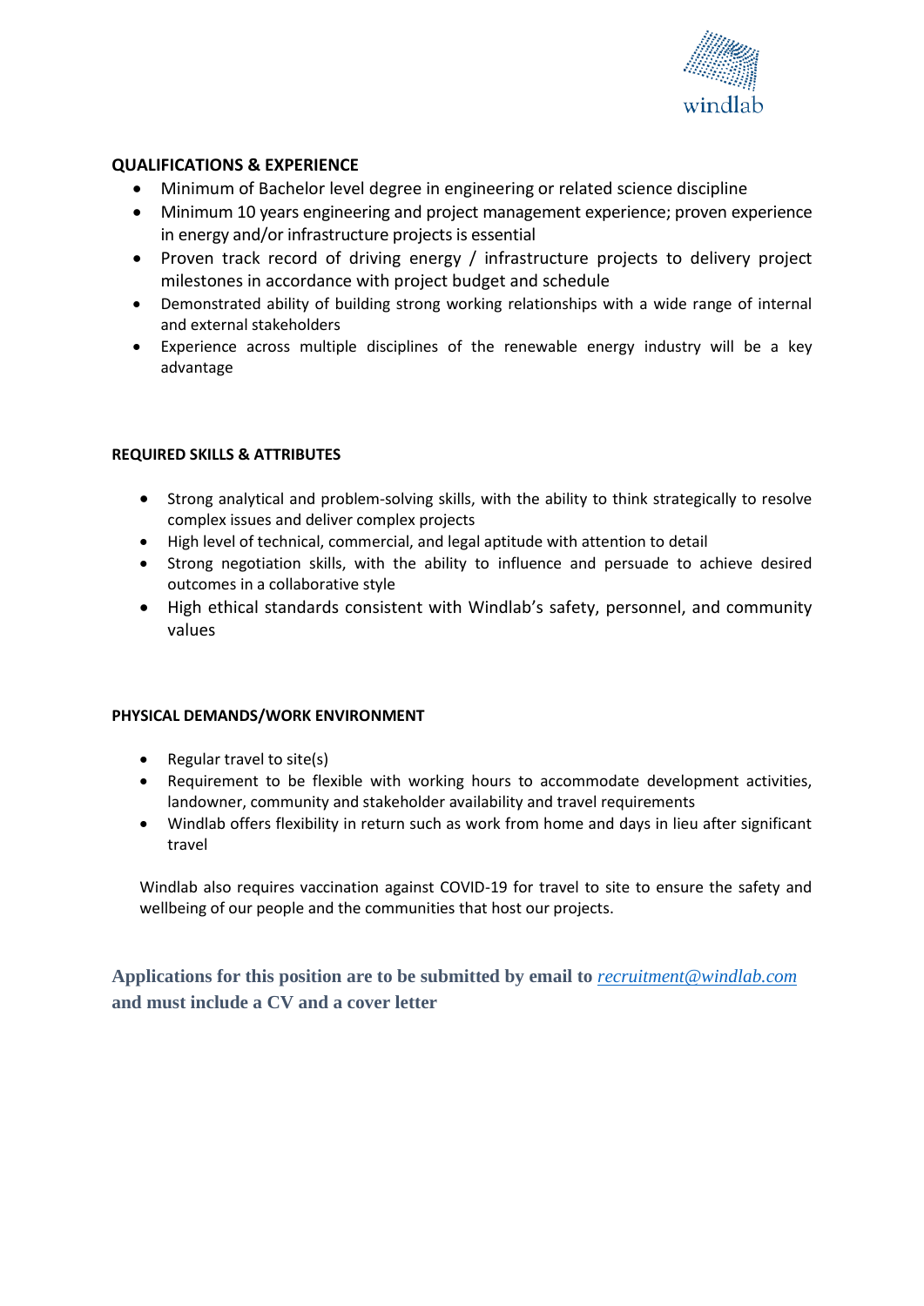## QUALIFICATIONS & EXPERIENCE

- Minimum of Bachelor level degree in engineering or related science discipline
- Minimum 10 years engineering and project management experience; proven experience in energy and/or infrastructure projects is essential
- Proven track record of driving energy / infrastructure projects to delivery project milestones in accordance with project budget and schedule
- Demonstrated ability of building strong working relationships with a wide range of internal and external stakeholders
- Experience across multiple disciplines of the renewable energy industry will be a key advantage

## REQUIRED SKILLS & ATTRIBUTES

- Strong analytical and problem-solving skills, with the ability to think strategically to resolve complex issues and deliver complex projects
- High level of technical, commercial, and legal aptitude with attention to detail
- Strong negotiation skills, with the ability to influence and persuade to achieve desired outcomes in a collaborative style
- High ethical standards consistent with Windlab's safety, personnel, and community values

## PHYSICAL DEMANDS/WORK ENVIRONMENT

- Regular travel to site(s)
- Requirement to be flexible with working hours to accommodate development activities, landowner, community and stakeholder availability and travel requirements
- Windlab offers flexibility in return such as work from home and days in lieu after significant travel

Windlab also requires vaccination against COVID-19 for travel to site to ensure the safety and wellbeing of our people and the communities that host our projects.

**Applications for this position are to be submitted by email to *recruitment@windlab.com* and must include a CV and a cover letter**